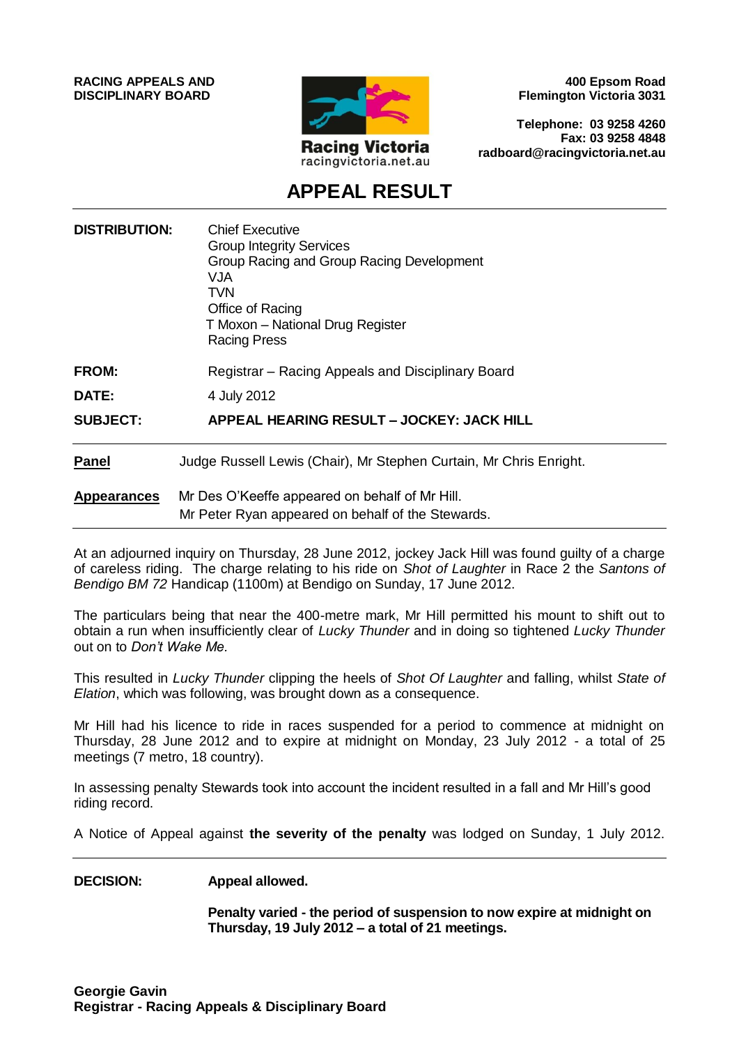**RACING APPEALS AND DISCIPLINARY BOARD**

Racing Victoria
racingvictoria.net.au

**400 Epsom Road**
**Flemington Victoria 3031**

**Telephone: 03 9258 4260**
**Fax: 03 9258 4848**
**radboard@racingvictoria.net.au**

# APPEAL RESULT

**DISTRIBUTION:** Chief Executive
Group Integrity Services
Group Racing and Group Racing Development
VJA
TVN
Office of Racing
T Moxon – National Drug Register
Racing Press

**FROM:** Registrar – Racing Appeals and Disciplinary Board

**DATE:** 4 July 2012

**SUBJECT:** **APPEAL HEARING RESULT – JOCKEY: JACK HILL**

---

**Panel** Judge Russell Lewis (Chair), Mr Stephen Curtain, Mr Chris Enright.

**Appearances** Mr Des O'Keeffe appeared on behalf of Mr Hill.
Mr Peter Ryan appeared on behalf of the Stewards.

---

At an adjourned inquiry on Thursday, 28 June 2012, jockey Jack Hill was found guilty of a charge of careless riding. The charge relating to his ride on *Shot of Laughter* in Race 2 the *Santons of Bendigo BM 72* Handicap (1100m) at Bendigo on Sunday, 17 June 2012.

The particulars being that near the 400-metre mark, Mr Hill permitted his mount to shift out to obtain a run when insufficiently clear of *Lucky Thunder* and in doing so tightened *Lucky Thunder* out on to *Don't Wake Me.*

This resulted in *Lucky Thunder* clipping the heels of *Shot Of Laughter* and falling, whilst *State of Elation*, which was following, was brought down as a consequence.

Mr Hill had his licence to ride in races suspended for a period to commence at midnight on Thursday, 28 June 2012 and to expire at midnight on Monday, 23 July 2012 - a total of 25 meetings (7 metro, 18 country).

In assessing penalty Stewards took into account the incident resulted in a fall and Mr Hill's good riding record.

A Notice of Appeal against **the severity of the penalty** was lodged on Sunday, 1 July 2012.

---

**DECISION:** **Appeal allowed.**

**Penalty varied - the period of suspension to now expire at midnight on Thursday, 19 July 2012 – a total of 21 meetings.**

**Georgie Gavin**
**Registrar - Racing Appeals & Disciplinary Board**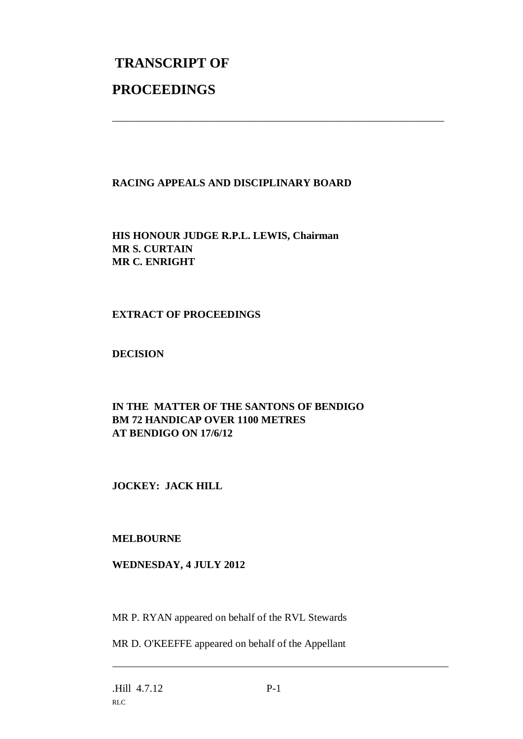# TRANSCRIPT OF

# PROCEEDINGS

---

**RACING APPEALS AND DISCIPLINARY BOARD**

**HIS HONOUR JUDGE R.P.L. LEWIS, Chairman**
**MR S. CURTAIN**
**MR C. ENRIGHT**

**EXTRACT OF PROCEEDINGS**

**DECISION**

**IN THE MATTER OF THE SANTONS OF BENDIGO**
**BM 72 HANDICAP OVER 1100 METRES**
**AT BENDIGO ON 17/6/12**

**JOCKEY: JACK HILL**

**MELBOURNE**

**WEDNESDAY, 4 JULY 2012**

MR P. RYAN appeared on behalf of the RVL Stewards

MR D. O'KEEFFE appeared on behalf of the Appellant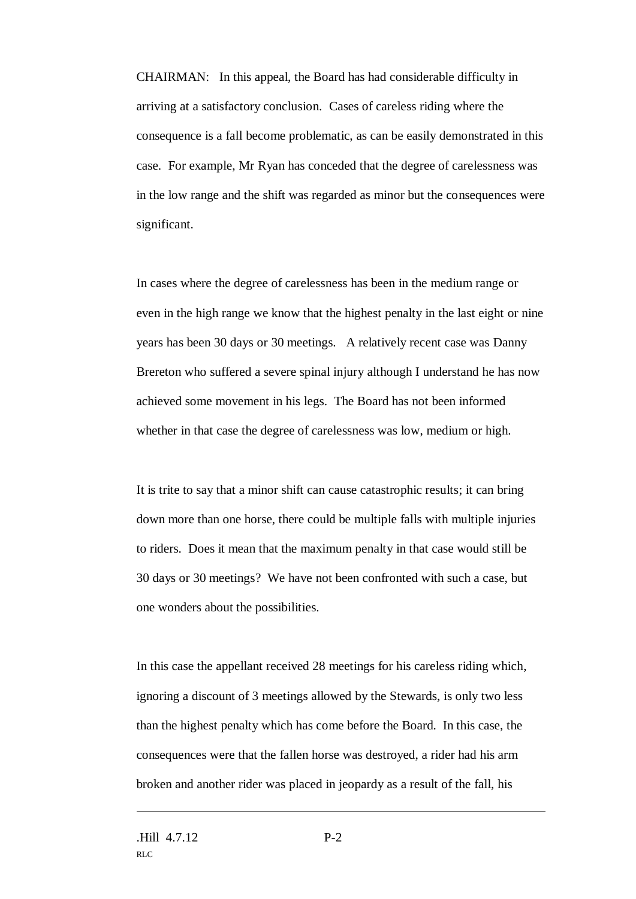CHAIRMAN: In this appeal, the Board has had considerable difficulty in arriving at a satisfactory conclusion. Cases of careless riding where the consequence is a fall become problematic, as can be easily demonstrated in this case. For example, Mr Ryan has conceded that the degree of carelessness was in the low range and the shift was regarded as minor but the consequences were significant.

In cases where the degree of carelessness has been in the medium range or even in the high range we know that the highest penalty in the last eight or nine years has been 30 days or 30 meetings. A relatively recent case was Danny Brereton who suffered a severe spinal injury although I understand he has now achieved some movement in his legs. The Board has not been informed whether in that case the degree of carelessness was low, medium or high.

It is trite to say that a minor shift can cause catastrophic results; it can bring down more than one horse, there could be multiple falls with multiple injuries to riders. Does it mean that the maximum penalty in that case would still be 30 days or 30 meetings? We have not been confronted with such a case, but one wonders about the possibilities.

In this case the appellant received 28 meetings for his careless riding which, ignoring a discount of 3 meetings allowed by the Stewards, is only two less than the highest penalty which has come before the Board. In this case, the consequences were that the fallen horse was destroyed, a rider had his arm broken and another rider was placed in jeopardy as a result of the fall, his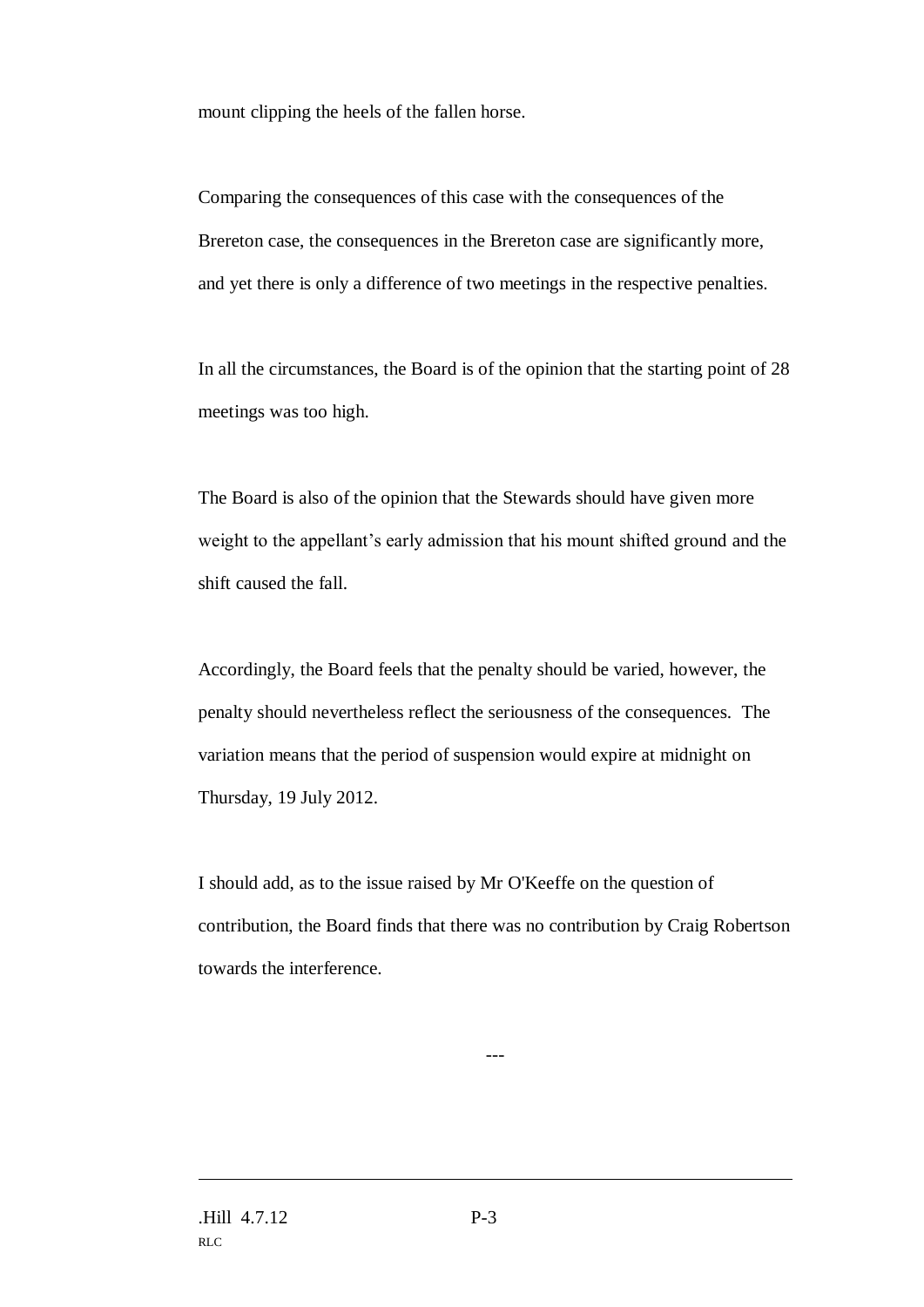mount clipping the heels of the fallen horse.

Comparing the consequences of this case with the consequences of the Brereton case, the consequences in the Brereton case are significantly more, and yet there is only a difference of two meetings in the respective penalties.

In all the circumstances, the Board is of the opinion that the starting point of 28 meetings was too high.

The Board is also of the opinion that the Stewards should have given more weight to the appellant's early admission that his mount shifted ground and the shift caused the fall.

Accordingly, the Board feels that the penalty should be varied, however, the penalty should nevertheless reflect the seriousness of the consequences. The variation means that the period of suspension would expire at midnight on Thursday, 19 July 2012.

I should add, as to the issue raised by Mr O'Keeffe on the question of contribution, the Board finds that there was no contribution by Craig Robertson towards the interference.

---